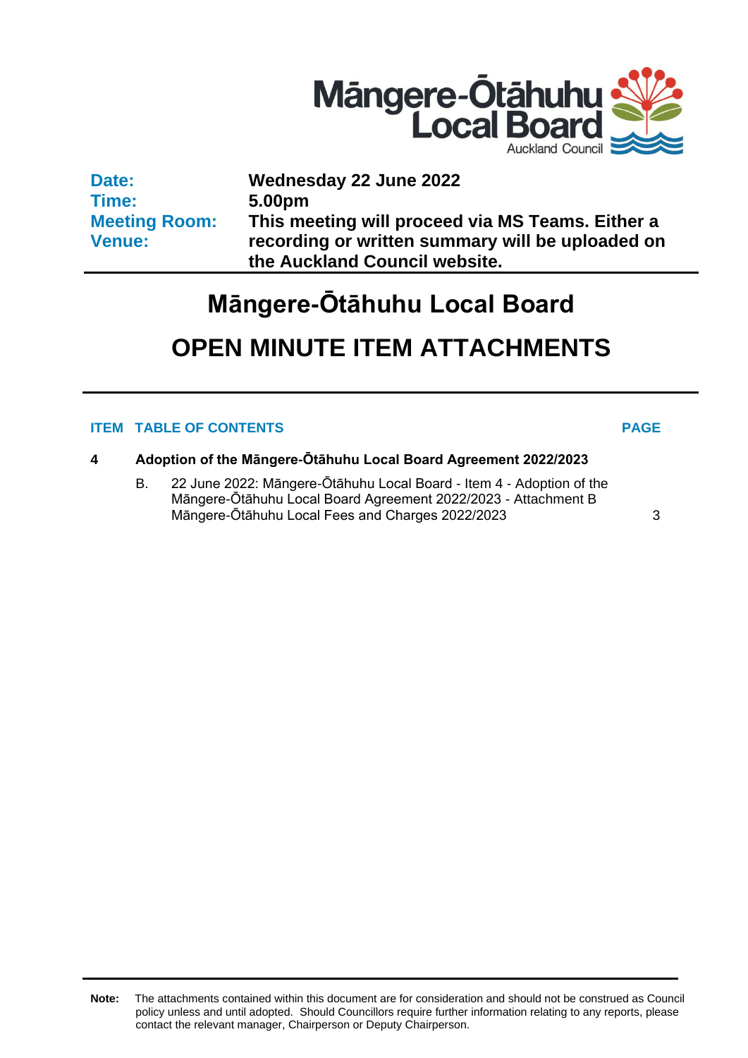Māngere-Ōtāhuhu Local Board
Auckland Council

| | |
|---|---|
| **Date:** | **Wednesday 22 June 2022** |
| **Time:** | **5.00pm** |
| **Meeting Room:** | **This meeting will proceed via MS Teams. Either a** |
| **Venue:** | **recording or written summary will be uploaded on the Auckland Council website.** |

# Māngere-Ōtāhuhu Local Board

# OPEN MINUTE ITEM ATTACHMENTS

| ITEM | TABLE OF CONTENTS | PAGE |
|---|---|---|
| **4** | **Adoption of the Māngere-Ōtāhuhu Local Board Agreement 2022/2023** | |
| | B. 22 June 2022: Māngere-Ōtāhuhu Local Board - Item 4 - Adoption of the Māngere-Ōtāhuhu Local Board Agreement 2022/2023 - Attachment B Māngere-Ōtāhuhu Local Fees and Charges 2022/2023 | 3 |

**Note:** The attachments contained within this document are for consideration and should not be construed as Council policy unless and until adopted. Should Councillors require further information relating to any reports, please contact the relevant manager, Chairperson or Deputy Chairperson.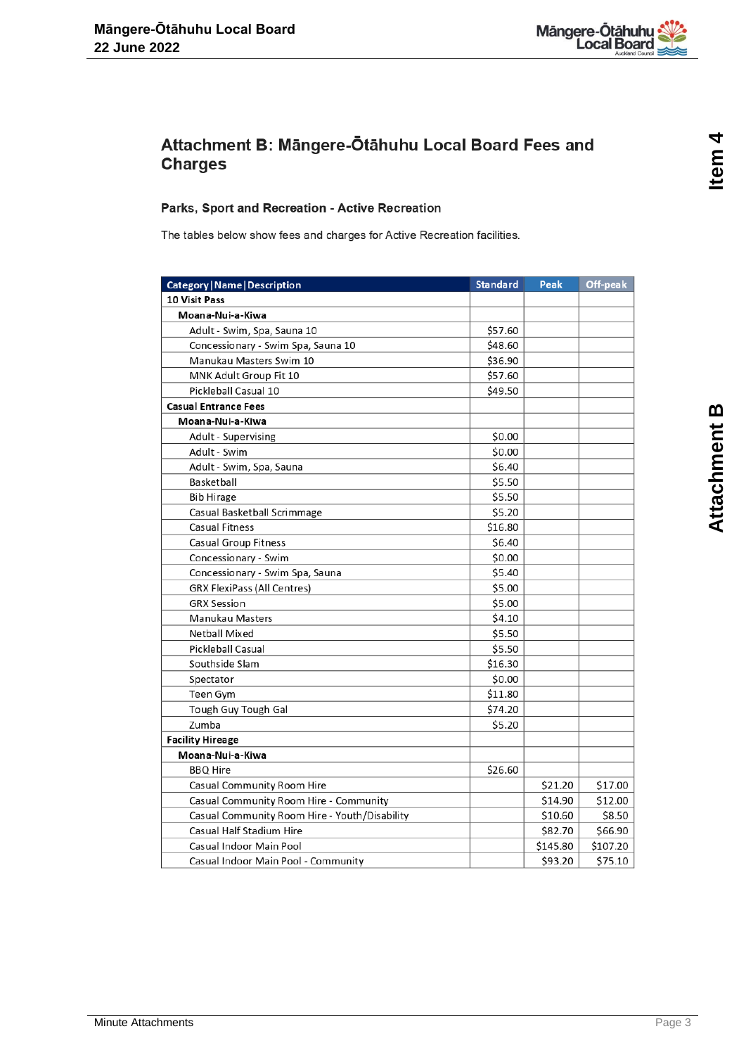# Attachment B: Māngere-Ōtāhuhu Local Board Fees and Charges

## Parks, Sport and Recreation - Active Recreation

The tables below show fees and charges for Active Recreation facilities.

| Category \| Name \| Description | Standard | Peak | Off-peak |
|---|---|---|---|
| **10 Visit Pass** | | | |
| **Moana-Nui-a-Kiwa** | | | |
| Adult - Swim, Spa, Sauna 10 | $57.60 | | |
| Concessionary - Swim Spa, Sauna 10 | $48.60 | | |
| Manukau Masters Swim 10 | $36.90 | | |
| MNK Adult Group Fit 10 | $57.60 | | |
| Pickleball Casual 10 | $49.50 | | |
| **Casual Entrance Fees** | | | |
| **Moana-Nui-a-Kiwa** | | | |
| Adult - Supervising | $0.00 | | |
| Adult - Swim | $0.00 | | |
| Adult - Swim, Spa, Sauna | $6.40 | | |
| Basketball | $5.50 | | |
| Bib Hirage | $5.50 | | |
| Casual Basketball Scrimmage | $5.20 | | |
| Casual Fitness | $16.80 | | |
| Casual Group Fitness | $6.40 | | |
| Concessionary - Swim | $0.00 | | |
| Concessionary - Swim Spa, Sauna | $5.40 | | |
| GRX FlexiPass (All Centres) | $5.00 | | |
| GRX Session | $5.00 | | |
| Manukau Masters | $4.10 | | |
| Netball Mixed | $5.50 | | |
| Pickleball Casual | $5.50 | | |
| Southside Slam | $16.30 | | |
| Spectator | $0.00 | | |
| Teen Gym | $11.80 | | |
| Tough Guy Tough Gal | $74.20 | | |
| Zumba | $5.20 | | |
| **Facility Hireage** | | | |
| **Moana-Nui-a-Kiwa** | | | |
| BBQ Hire | $26.60 | | |
| Casual Community Room Hire | | $21.20 | $17.00 |
| Casual Community Room Hire - Community | | $14.90 | $12.00 |
| Casual Community Room Hire - Youth/Disability | | $10.60 | $8.50 |
| Casual Half Stadium Hire | | $82.70 | $66.90 |
| Casual Indoor Main Pool | | $145.80 | $107.20 |
| Casual Indoor Main Pool - Community | | $93.20 | $75.10 |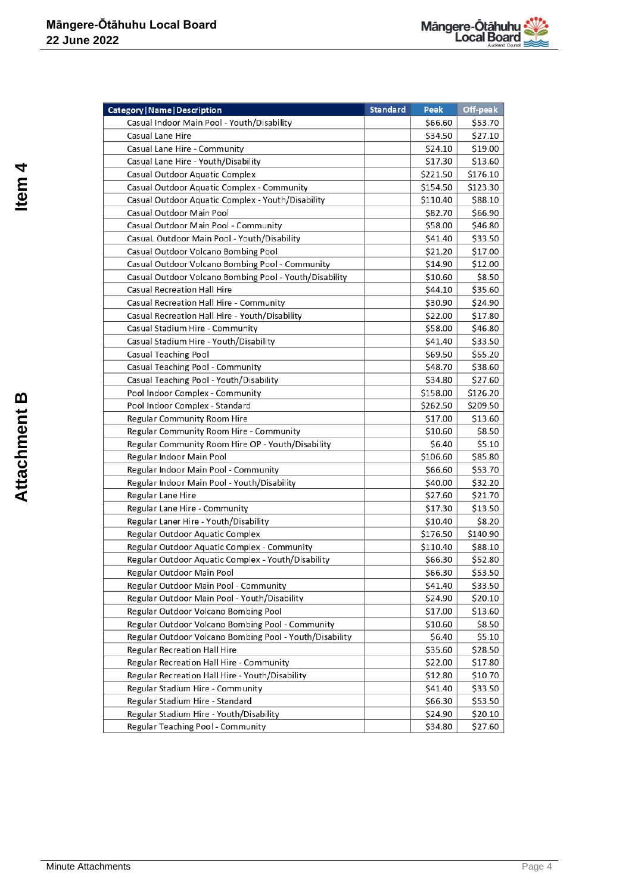| Category \| Name \| Description | Standard | Peak | Off-peak |
|---|---|---|---|
| Casual Indoor Main Pool - Youth/Disability | | $66.60 | $53.70 |
| Casual Lane Hire | | $34.50 | $27.10 |
| Casual Lane Hire - Community | | $24.10 | $19.00 |
| Casual Lane Hire - Youth/Disability | | $17.30 | $13.60 |
| Casual Outdoor Aquatic Complex | | $221.50 | $176.10 |
| Casual Outdoor Aquatic Complex - Community | | $154.50 | $123.30 |
| Casual Outdoor Aquatic Complex - Youth/Disability | | $110.40 | $88.10 |
| Casual Outdoor Main Pool | | $82.70 | $66.90 |
| Casual Outdoor Main Pool - Community | | $58.00 | $46.80 |
| CasuaL Outdoor Main Pool - Youth/Disability | | $41.40 | $33.50 |
| Casual Outdoor Volcano Bombing Pool | | $21.20 | $17.00 |
| Casual Outdoor Volcano Bombing Pool - Community | | $14.90 | $12.00 |
| Casual Outdoor Volcano Bombing Pool - Youth/Disability | | $10.60 | $8.50 |
| Casual Recreation Hall Hire | | $44.10 | $35.60 |
| Casual Recreation Hall Hire - Community | | $30.90 | $24.90 |
| Casual Recreation Hall Hire - Youth/Disability | | $22.00 | $17.80 |
| Casual Stadium Hire - Community | | $58.00 | $46.80 |
| Casual Stadium Hire - Youth/Disability | | $41.40 | $33.50 |
| Casual Teaching Pool | | $69.50 | $55.20 |
| Casual Teaching Pool - Community | | $48.70 | $38.60 |
| Casual Teaching Pool - Youth/Disability | | $34.80 | $27.60 |
| Pool Indoor Complex - Community | | $158.00 | $126.20 |
| Pool Indoor Complex - Standard | | $262.50 | $209.50 |
| Regular Community Room Hire | | $17.00 | $13.60 |
| Regular Community Room Hire - Community | | $10.60 | $8.50 |
| Regular Community Room Hire OP - Youth/Disability | | $6.40 | $5.10 |
| Regular Indoor Main Pool | | $106.60 | $85.80 |
| Regular Indoor Main Pool - Community | | $66.60 | $53.70 |
| Regular Indoor Main Pool - Youth/Disability | | $40.00 | $32.20 |
| Regular Lane Hire | | $27.60 | $21.70 |
| Regular Lane Hire - Community | | $17.30 | $13.50 |
| Regular Laner Hire - Youth/Disability | | $10.40 | $8.20 |
| Regular Outdoor Aquatic Complex | | $176.50 | $140.90 |
| Regular Outdoor Aquatic Complex - Community | | $110.40 | $88.10 |
| Regular Outdoor Aquatic Complex - Youth/Disability | | $66.30 | $52.80 |
| Regular Outdoor Main Pool | | $66.30 | $53.50 |
| Regular Outdoor Main Pool - Community | | $41.40 | $33.50 |
| Regular Outdoor Main Pool - Youth/Disability | | $24.90 | $20.10 |
| Regular Outdoor Volcano Bombing Pool | | $17.00 | $13.60 |
| Regular Outdoor Volcano Bombing Pool - Community | | $10.60 | $8.50 |
| Regular Outdoor Volcano Bombing Pool - Youth/Disability | | $6.40 | $5.10 |
| Regular Recreation Hall Hire | | $35.60 | $28.50 |
| Regular Recreation Hall Hire - Community | | $22.00 | $17.80 |
| Regular Recreation Hall Hire - Youth/Disability | | $12.80 | $10.70 |
| Regular Stadium Hire - Community | | $41.40 | $33.50 |
| Regular Stadium Hire - Standard | | $66.30 | $53.50 |
| Regular Stadium Hire - Youth/Disability | | $24.90 | $20.10 |
| Regular Teaching Pool - Community | | $34.80 | $27.60 |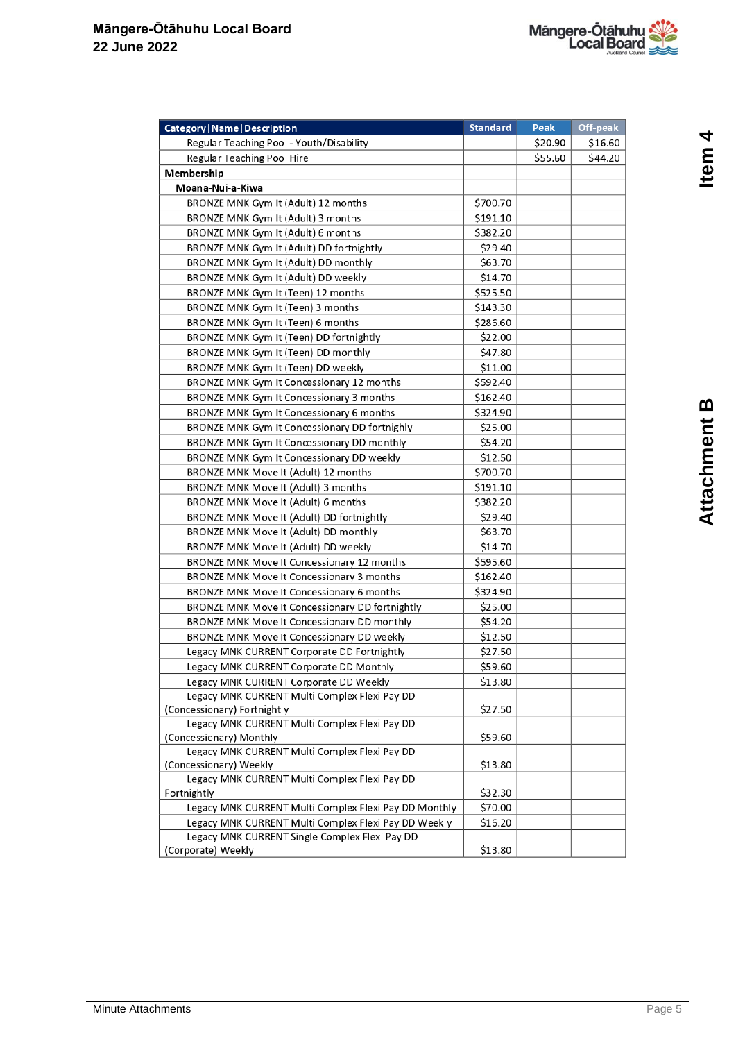| Category \| Name \| Description | Standard | Peak | Off-peak |
|---|---|---|---|
| Regular Teaching Pool - Youth/Disability | | $20.90 | $16.60 |
| Regular Teaching Pool Hire | | $55.60 | $44.20 |
| **Membership** | | | |
| **Moana-Nui-a-Kiwa** | | | |
| BRONZE MNK Gym It (Adult) 12 months | $700.70 | | |
| BRONZE MNK Gym It (Adult) 3 months | $191.10 | | |
| BRONZE MNK Gym It (Adult) 6 months | $382.20 | | |
| BRONZE MNK Gym It (Adult) DD fortnightly | $29.40 | | |
| BRONZE MNK Gym It (Adult) DD monthly | $63.70 | | |
| BRONZE MNK Gym It (Adult) DD weekly | $14.70 | | |
| BRONZE MNK Gym It (Teen) 12 months | $525.50 | | |
| BRONZE MNK Gym It (Teen) 3 months | $143.30 | | |
| BRONZE MNK Gym It (Teen) 6 months | $286.60 | | |
| BRONZE MNK Gym It (Teen) DD fortnightly | $22.00 | | |
| BRONZE MNK Gym It (Teen) DD monthly | $47.80 | | |
| BRONZE MNK Gym It (Teen) DD weekly | $11.00 | | |
| BRONZE MNK Gym It Concessionary 12 months | $592.40 | | |
| BRONZE MNK Gym It Concessionary 3 months | $162.40 | | |
| BRONZE MNK Gym It Concessionary 6 months | $324.90 | | |
| BRONZE MNK Gym It Concessionary DD fortnighly | $25.00 | | |
| BRONZE MNK Gym It Concessionary DD monthly | $54.20 | | |
| BRONZE MNK Gym It Concessionary DD weekly | $12.50 | | |
| BRONZE MNK Move It (Adult) 12 months | $700.70 | | |
| BRONZE MNK Move It (Adult) 3 months | $191.10 | | |
| BRONZE MNK Move It (Adult) 6 months | $382.20 | | |
| BRONZE MNK Move It (Adult) DD fortnightly | $29.40 | | |
| BRONZE MNK Move It (Adult) DD monthly | $63.70 | | |
| BRONZE MNK Move It (Adult) DD weekly | $14.70 | | |
| BRONZE MNK Move It Concessionary 12 months | $595.60 | | |
| BRONZE MNK Move It Concessionary 3 months | $162.40 | | |
| BRONZE MNK Move It Concessionary 6 months | $324.90 | | |
| BRONZE MNK Move It Concessionary DD fortnightly | $25.00 | | |
| BRONZE MNK Move It Concessionary DD monthly | $54.20 | | |
| BRONZE MNK Move It Concessionary DD weekly | $12.50 | | |
| Legacy MNK CURRENT Corporate DD Fortnightly | $27.50 | | |
| Legacy MNK CURRENT Corporate DD Monthly | $59.60 | | |
| Legacy MNK CURRENT Corporate DD Weekly | $13.80 | | |
| Legacy MNK CURRENT Multi Complex Flexi Pay DD (Concessionary) Fortnightly | $27.50 | | |
| Legacy MNK CURRENT Multi Complex Flexi Pay DD (Concessionary) Monthly | $59.60 | | |
| Legacy MNK CURRENT Multi Complex Flexi Pay DD (Concessionary) Weekly | $13.80 | | |
| Legacy MNK CURRENT Multi Complex Flexi Pay DD Fortnightly | $32.30 | | |
| Legacy MNK CURRENT Multi Complex Flexi Pay DD Monthly | $70.00 | | |
| Legacy MNK CURRENT Multi Complex Flexi Pay DD Weekly | $16.20 | | |
| Legacy MNK CURRENT Single Complex Flexi Pay DD (Corporate) Weekly | $13.80 | | |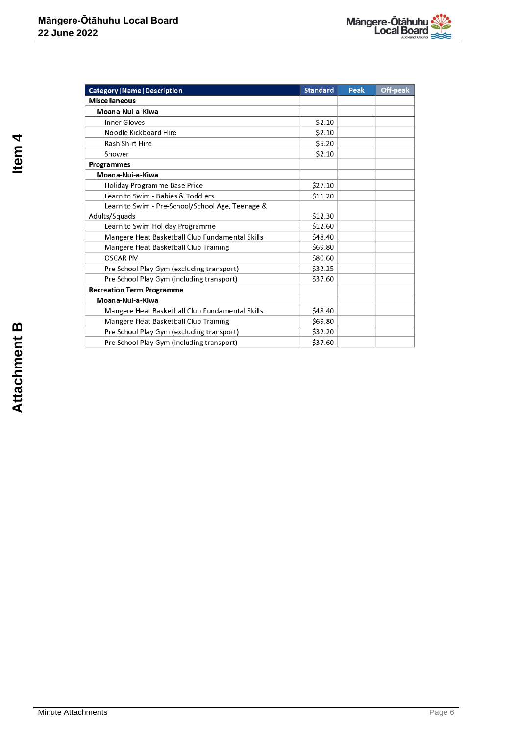| Category \| Name \| Description | Standard | Peak | Off-peak |
|---|---|---|---|
| **Miscellaneous** | | | |
| **Moana-Nui-a-Kiwa** | | | |
| Inner Gloves | $2.10 | | |
| Noodle Kickboard Hire | $2.10 | | |
| Rash Shirt Hire | $5.20 | | |
| Shower | $2.10 | | |
| **Programmes** | | | |
| **Moana-Nui-a-Kiwa** | | | |
| Holiday Programme Base Price | $27.10 | | |
| Learn to Swim - Babies & Toddlers | $11.20 | | |
| Learn to Swim - Pre-School/School Age, Teenage & Adults/Squads | $12.30 | | |
| Learn to Swim Holiday Programme | $12.60 | | |
| Mangere Heat Basketball Club Fundamental Skills | $48.40 | | |
| Mangere Heat Basketball Club Training | $69.80 | | |
| OSCAR PM | $80.60 | | |
| Pre School Play Gym (excluding transport) | $32.25 | | |
| Pre School Play Gym (including transport) | $37.60 | | |
| **Recreation Term Programme** | | | |
| **Moana-Nui-a-Kiwa** | | | |
| Mangere Heat Basketball Club Fundamental Skills | $48.40 | | |
| Mangere Heat Basketball Club Training | $69.80 | | |
| Pre School Play Gym (excluding transport) | $32.20 | | |
| Pre School Play Gym (including transport) | $37.60 | | |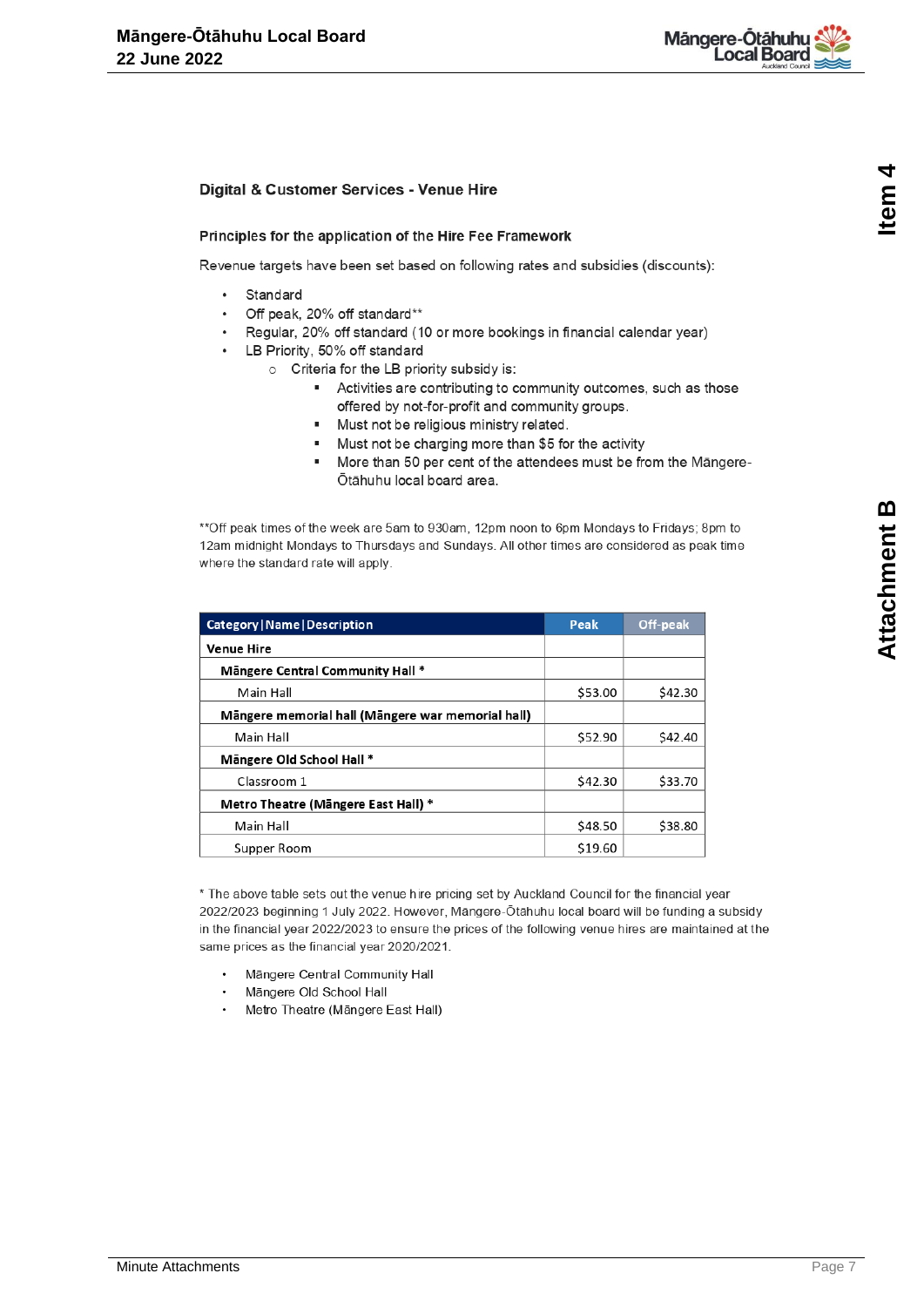## Digital & Customer Services - Venue Hire

### Principles for the application of the Hire Fee Framework

Revenue targets have been set based on following rates and subsidies (discounts):

- Standard
- Off peak, 20% off standard**
- Regular, 20% off standard (10 or more bookings in financial calendar year)
- LB Priority, 50% off standard
  - Criteria for the LB priority subsidy is:
    - Activities are contributing to community outcomes, such as those offered by not-for-profit and community groups.
    - Must not be religious ministry related.
    - Must not be charging more than $5 for the activity
    - More than 50 per cent of the attendees must be from the Māngere-Ōtāhuhu local board area.

**Off peak times of the week are 5am to 930am, 12pm noon to 6pm Mondays to Fridays; 8pm to 12am midnight Mondays to Thursdays and Sundays. All other times are considered as peak time where the standard rate will apply.

| Category\|Name\|Description | Peak | Off-peak |
|---|---|---|
| **Venue Hire** | | |
| **Māngere Central Community Hall *** | | |
| Main Hall | $53.00 | $42.30 |
| **Māngere memorial hall (Māngere war memorial hall)** | | |
| Main Hall | $52.90 | $42.40 |
| **Māngere Old School Hall *** | | |
| Classroom 1 | $42.30 | $33.70 |
| **Metro Theatre (Māngere East Hall) *** | | |
| Main Hall | $48.50 | $38.80 |
| Supper Room | $19.60 | |

* The above table sets out the venue hire pricing set by Auckland Council for the financial year 2022/2023 beginning 1 July 2022. However, Mangere-Ōtāhuhu local board will be funding a subsidy in the financial year 2022/2023 to ensure the prices of the following venue hires are maintained at the same prices as the financial year 2020/2021.

- Māngere Central Community Hall
- Māngere Old School Hall
- Metro Theatre (Māngere East Hall)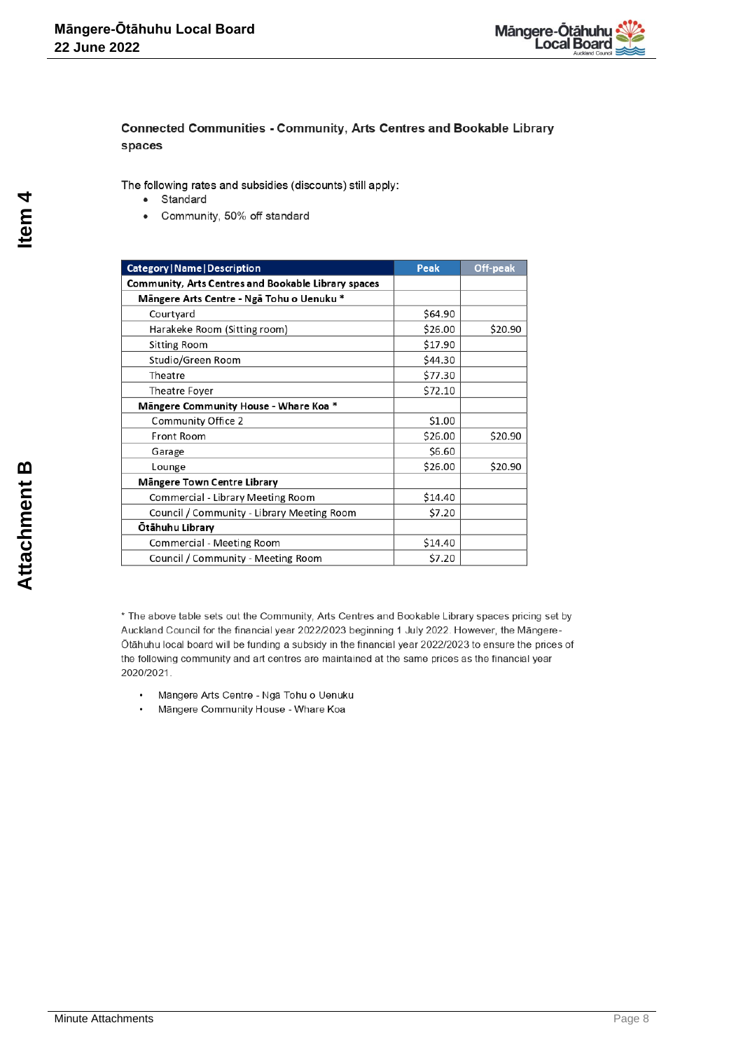## Connected Communities - Community, Arts Centres and Bookable Library spaces

The following rates and subsidies (discounts) still apply:

- Standard
- Community, 50% off standard

| Category \| Name \| Description | Peak | Off-peak |
|---|---|---|
| **Community, Arts Centres and Bookable Library spaces** | | |
| **Māngere Arts Centre - Ngā Tohu o Uenuku \*** | | |
| Courtyard | $64.90 | |
| Harakeke Room (Sitting room) | $26.00 | $20.90 |
| Sitting Room | $17.90 | |
| Studio/Green Room | $44.30 | |
| Theatre | $77.30 | |
| Theatre Foyer | $72.10 | |
| **Māngere Community House - Whare Koa \*** | | |
| Community Office 2 | $1.00 | |
| Front Room | $26.00 | $20.90 |
| Garage | $6.60 | |
| Lounge | $26.00 | $20.90 |
| **Māngere Town Centre Library** | | |
| Commercial - Library Meeting Room | $14.40 | |
| Council / Community - Library Meeting Room | $7.20 | |
| **Ōtāhuhu Library** | | |
| Commercial - Meeting Room | $14.40 | |
| Council / Community - Meeting Room | $7.20 | |

\* The above table sets out the Community, Arts Centres and Bookable Library spaces pricing set by Auckland Council for the financial year 2022/2023 beginning 1 July 2022. However, the Māngere-Ōtāhuhu local board will be funding a subsidy in the financial year 2022/2023 to ensure the prices of the following community and art centres are maintained at the same prices as the financial year 2020/2021.

- Māngere Arts Centre - Nga Tohu o Uenuku
- Māngere Community House - Whare Koa